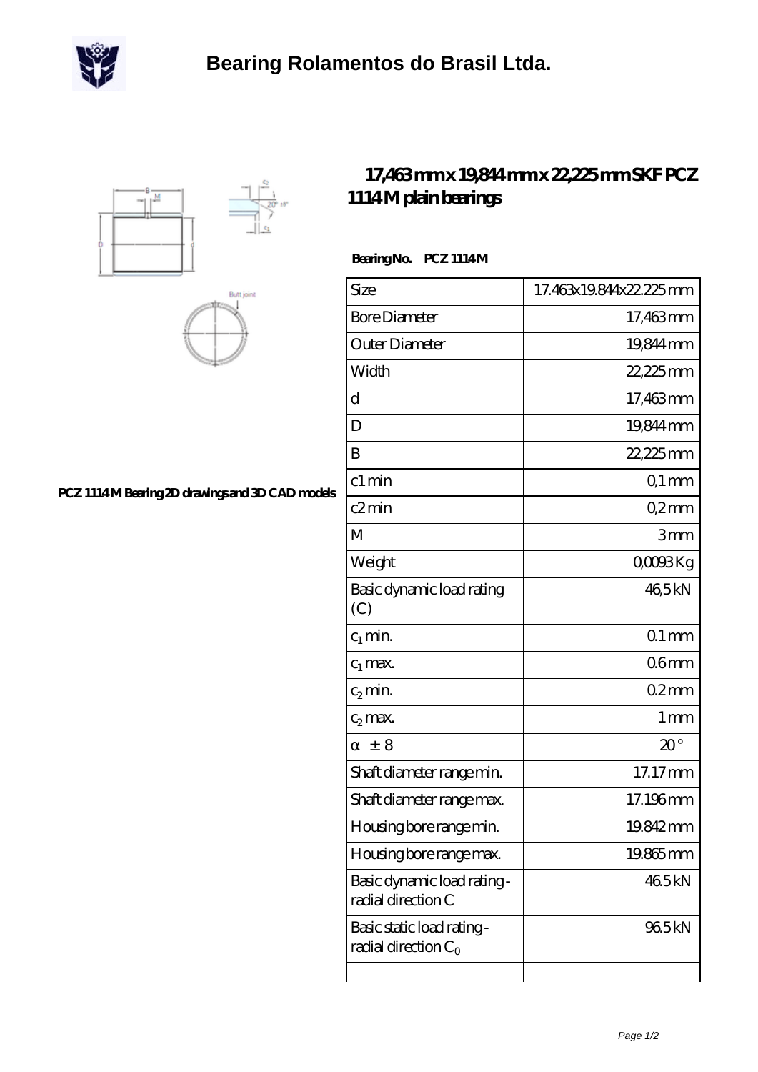# Bearing Rolamentos do Brasil Ltda.

## 17,463 mm x 19,844 mm x 22,225 mm SKF PCZ 1114 M plain bearings

PCZ 1114 M Bearing 2D drawings and 3D CAD models

**Bearing No. PCZ 1114 M**

| Size | 17.463x19.844x22.225 mm |
|---|---|
| Bore Diameter | 17,463 mm |
| Outer Diameter | 19,844 mm |
| Width | 22,225 mm |
| d | 17,463 mm |
| D | 19,844 mm |
| B | 22,225 mm |
| c1 min | 0,1 mm |
| c2 min | 0,2 mm |
| M | 3 mm |
| Weight | 0,0093 Kg |
| Basic dynamic load rating (C) | 46,5 kN |
| $c_1$ min. | 0.1 mm |
| $c_1$ max. | 0.6 mm |
| $c_2$ min. | 0.2 mm |
| $c_2$ max. | 1 mm |
| α ± 8 | 20 ° |
| Shaft diameter range min. | 17.17 mm |
| Shaft diameter range max. | 17.196 mm |
| Housing bore range min. | 19.842 mm |
| Housing bore range max. | 19.865 mm |
| Basic dynamic load rating - radial direction C | 46.5 kN |
| Basic static load rating - radial direction $C_0$ | 96.5 kN |
| | |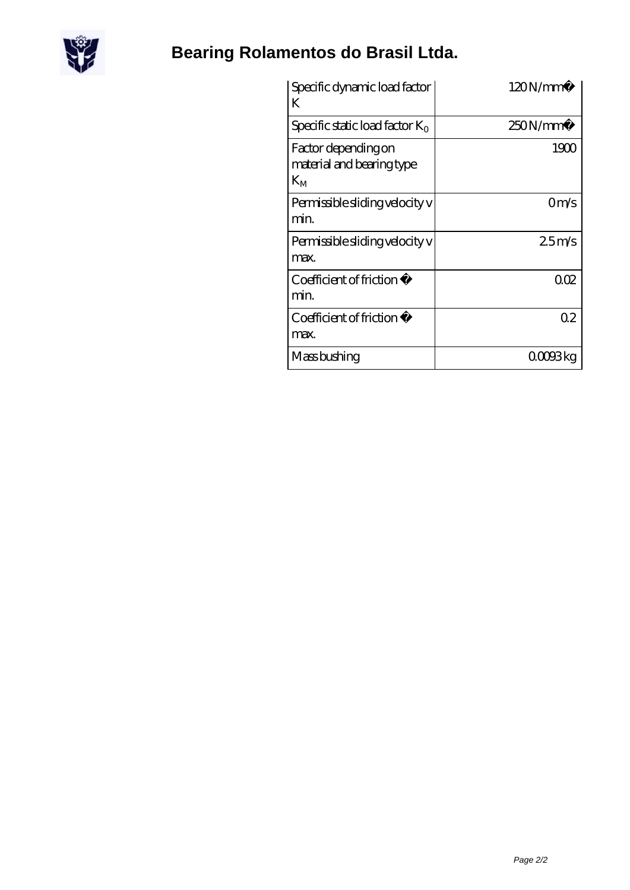# Bearing Rolamentos do Brasil Ltda.

| | |
|---|---|
| Specific dynamic load factor K | 120 N/mm� |
| Specific static load factor $K_0$ | 250 N/mm� |
| Factor depending on material and bearing type $K_M$ | 1900 |
| Permissible sliding velocity v min. | 0 m/s |
| Permissible sliding velocity v max. | 2.5 m/s |
| Coefficient of friction � min. | 0.02 |
| Coefficient of friction � max. | 0.2 |
| Mass bushing | 0.0093 kg |